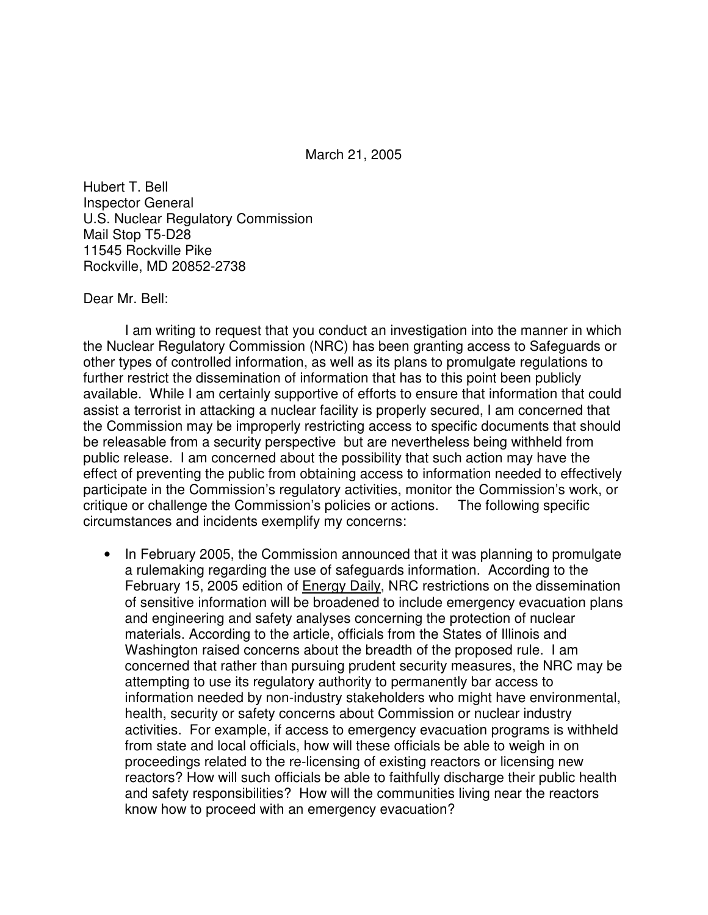March 21, 2005

Hubert T. Bell
Inspector General
U.S. Nuclear Regulatory Commission
Mail Stop T5-D28
11545 Rockville Pike
Rockville, MD 20852-2738

Dear Mr. Bell:

I am writing to request that you conduct an investigation into the manner in which the Nuclear Regulatory Commission (NRC) has been granting access to Safeguards or other types of controlled information, as well as its plans to promulgate regulations to further restrict the dissemination of information that has to this point been publicly available. While I am certainly supportive of efforts to ensure that information that could assist a terrorist in attacking a nuclear facility is properly secured, I am concerned that the Commission may be improperly restricting access to specific documents that should be releasable from a security perspective but are nevertheless being withheld from public release. I am concerned about the possibility that such action may have the effect of preventing the public from obtaining access to information needed to effectively participate in the Commission's regulatory activities, monitor the Commission's work, or critique or challenge the Commission's policies or actions. The following specific circumstances and incidents exemplify my concerns:

- In February 2005, the Commission announced that it was planning to promulgate a rulemaking regarding the use of safeguards information. According to the February 15, 2005 edition of Energy Daily, NRC restrictions on the dissemination of sensitive information will be broadened to include emergency evacuation plans and engineering and safety analyses concerning the protection of nuclear materials. According to the article, officials from the States of Illinois and Washington raised concerns about the breadth of the proposed rule. I am concerned that rather than pursuing prudent security measures, the NRC may be attempting to use its regulatory authority to permanently bar access to information needed by non-industry stakeholders who might have environmental, health, security or safety concerns about Commission or nuclear industry activities. For example, if access to emergency evacuation programs is withheld from state and local officials, how will these officials be able to weigh in on proceedings related to the re-licensing of existing reactors or licensing new reactors? How will such officials be able to faithfully discharge their public health and safety responsibilities? How will the communities living near the reactors know how to proceed with an emergency evacuation?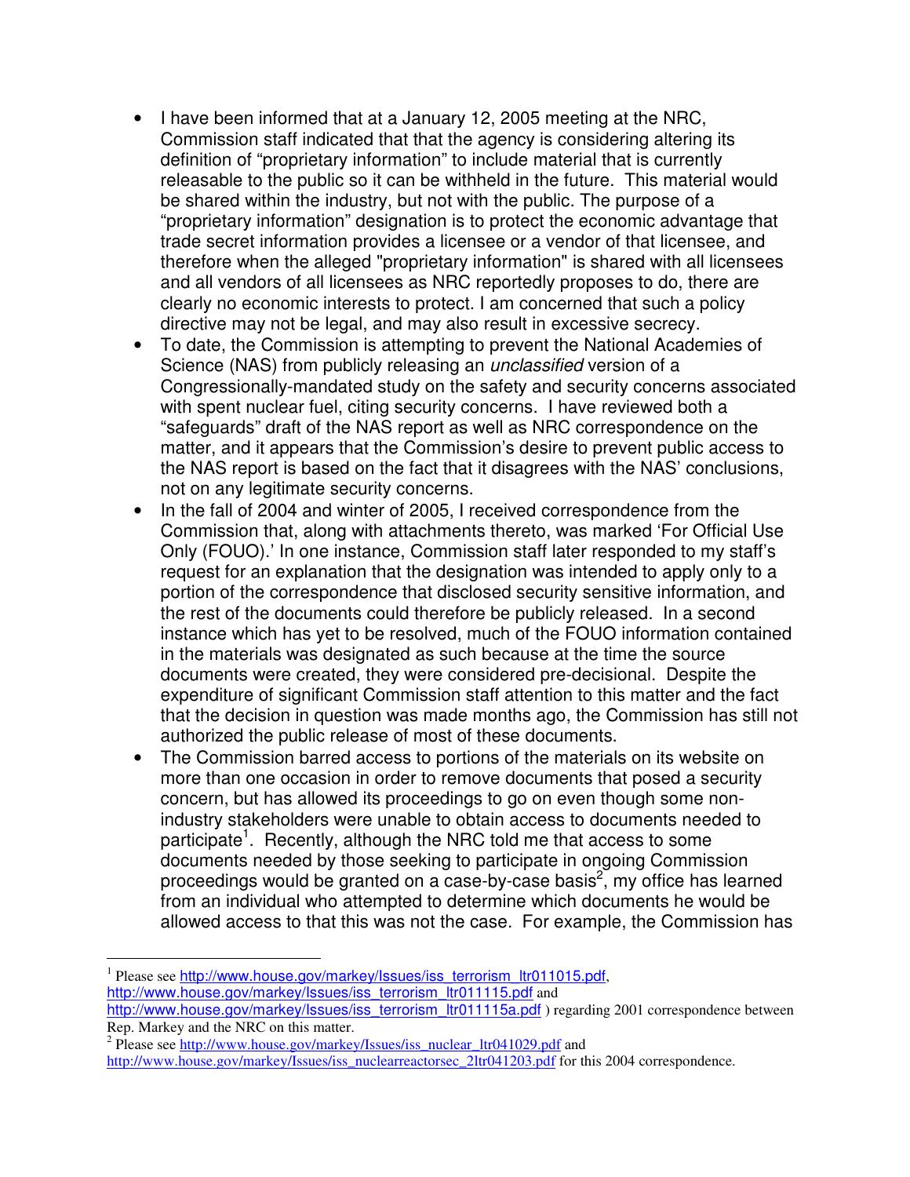- I have been informed that at a January 12, 2005 meeting at the NRC, Commission staff indicated that that the agency is considering altering its definition of "proprietary information" to include material that is currently releasable to the public so it can be withheld in the future. This material would be shared within the industry, but not with the public. The purpose of a "proprietary information" designation is to protect the economic advantage that trade secret information provides a licensee or a vendor of that licensee, and therefore when the alleged "proprietary information" is shared with all licensees and all vendors of all licensees as NRC reportedly proposes to do, there are clearly no economic interests to protect. I am concerned that such a policy directive may not be legal, and may also result in excessive secrecy.
- To date, the Commission is attempting to prevent the National Academies of Science (NAS) from publicly releasing an *unclassified* version of a Congressionally-mandated study on the safety and security concerns associated with spent nuclear fuel, citing security concerns. I have reviewed both a "safeguards" draft of the NAS report as well as NRC correspondence on the matter, and it appears that the Commission's desire to prevent public access to the NAS report is based on the fact that it disagrees with the NAS' conclusions, not on any legitimate security concerns.
- In the fall of 2004 and winter of 2005, I received correspondence from the Commission that, along with attachments thereto, was marked 'For Official Use Only (FOUO).' In one instance, Commission staff later responded to my staff's request for an explanation that the designation was intended to apply only to a portion of the correspondence that disclosed security sensitive information, and the rest of the documents could therefore be publicly released. In a second instance which has yet to be resolved, much of the FOUO information contained in the materials was designated as such because at the time the source documents were created, they were considered pre-decisional. Despite the expenditure of significant Commission staff attention to this matter and the fact that the decision in question was made months ago, the Commission has still not authorized the public release of most of these documents.
- The Commission barred access to portions of the materials on its website on more than one occasion in order to remove documents that posed a security concern, but has allowed its proceedings to go on even though some non-industry stakeholders were unable to obtain access to documents needed to participate[1]. Recently, although the NRC told me that access to some documents needed by those seeking to participate in ongoing Commission proceedings would be granted on a case-by-case basis[2], my office has learned from an individual who attempted to determine which documents he would be allowed access to that this was not the case. For example, the Commission has

---

[1] Please see http://www.house.gov/markey/Issues/iss_terrorism_ltr011015.pdf, http://www.house.gov/markey/Issues/iss_terrorism_ltr011115.pdf and http://www.house.gov/markey/Issues/iss_terrorism_ltr011115a.pdf ) regarding 2001 correspondence between Rep. Markey and the NRC on this matter.

[2] Please see http://www.house.gov/markey/Issues/iss_nuclear_ltr041029.pdf and http://www.house.gov/markey/Issues/iss_nuclearreactorsec_2ltr041203.pdf for this 2004 correspondence.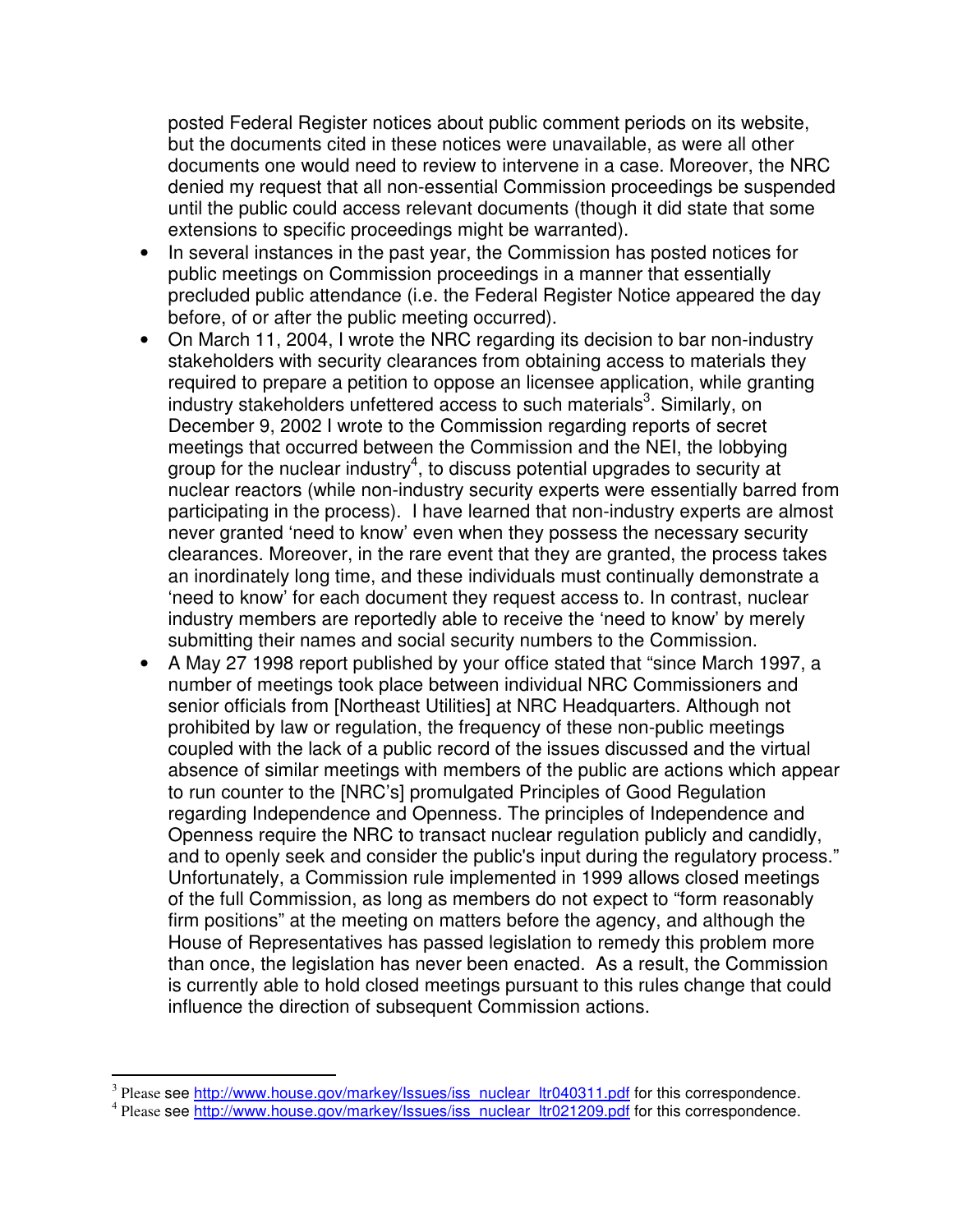posted Federal Register notices about public comment periods on its website, but the documents cited in these notices were unavailable, as were all other documents one would need to review to intervene in a case. Moreover, the NRC denied my request that all non-essential Commission proceedings be suspended until the public could access relevant documents (though it did state that some extensions to specific proceedings might be warranted).

- In several instances in the past year, the Commission has posted notices for public meetings on Commission proceedings in a manner that essentially precluded public attendance (i.e. the Federal Register Notice appeared the day before, of or after the public meeting occurred).
- On March 11, 2004, I wrote the NRC regarding its decision to bar non-industry stakeholders with security clearances from obtaining access to materials they required to prepare a petition to oppose an licensee application, while granting industry stakeholders unfettered access to such materials[3]. Similarly, on December 9, 2002 I wrote to the Commission regarding reports of secret meetings that occurred between the Commission and the NEI, the lobbying group for the nuclear industry[4], to discuss potential upgrades to security at nuclear reactors (while non-industry security experts were essentially barred from participating in the process). I have learned that non-industry experts are almost never granted 'need to know' even when they possess the necessary security clearances. Moreover, in the rare event that they are granted, the process takes an inordinately long time, and these individuals must continually demonstrate a 'need to know' for each document they request access to. In contrast, nuclear industry members are reportedly able to receive the 'need to know' by merely submitting their names and social security numbers to the Commission.
- A May 27 1998 report published by your office stated that "since March 1997, a number of meetings took place between individual NRC Commissioners and senior officials from [Northeast Utilities] at NRC Headquarters. Although not prohibited by law or regulation, the frequency of these non-public meetings coupled with the lack of a public record of the issues discussed and the virtual absence of similar meetings with members of the public are actions which appear to run counter to the [NRC's] promulgated Principles of Good Regulation regarding Independence and Openness. The principles of Independence and Openness require the NRC to transact nuclear regulation publicly and candidly, and to openly seek and consider the public's input during the regulatory process." Unfortunately, a Commission rule implemented in 1999 allows closed meetings of the full Commission, as long as members do not expect to "form reasonably firm positions" at the meeting on matters before the agency, and although the House of Representatives has passed legislation to remedy this problem more than once, the legislation has never been enacted. As a result, the Commission is currently able to hold closed meetings pursuant to this rules change that could influence the direction of subsequent Commission actions.

---

[3] Please see http://www.house.gov/markey/Issues/iss_nuclear_ltr040311.pdf for this correspondence.

[4] Please see http://www.house.gov/markey/Issues/iss_nuclear_ltr021209.pdf for this correspondence.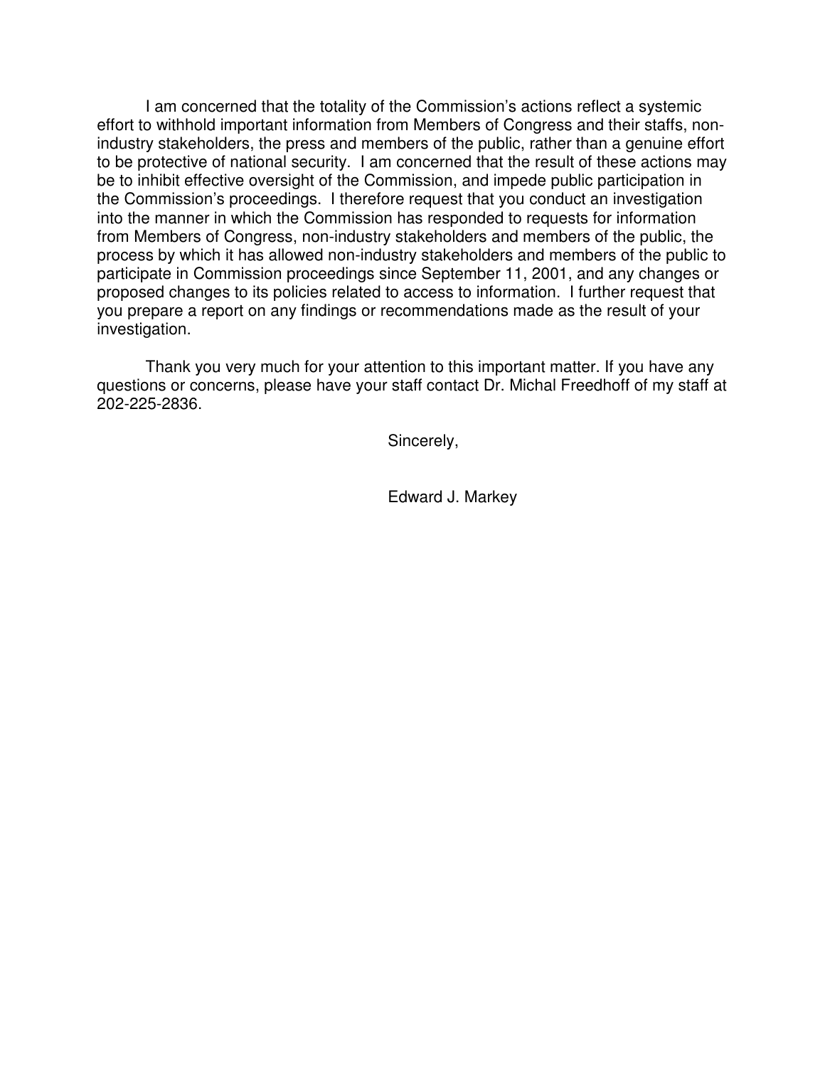I am concerned that the totality of the Commission's actions reflect a systemic effort to withhold important information from Members of Congress and their staffs, non-industry stakeholders, the press and members of the public, rather than a genuine effort to be protective of national security. I am concerned that the result of these actions may be to inhibit effective oversight of the Commission, and impede public participation in the Commission's proceedings. I therefore request that you conduct an investigation into the manner in which the Commission has responded to requests for information from Members of Congress, non-industry stakeholders and members of the public, the process by which it has allowed non-industry stakeholders and members of the public to participate in Commission proceedings since September 11, 2001, and any changes or proposed changes to its policies related to access to information. I further request that you prepare a report on any findings or recommendations made as the result of your investigation.

Thank you very much for your attention to this important matter. If you have any questions or concerns, please have your staff contact Dr. Michal Freedhoff of my staff at 202-225-2836.

Sincerely,

Edward J. Markey